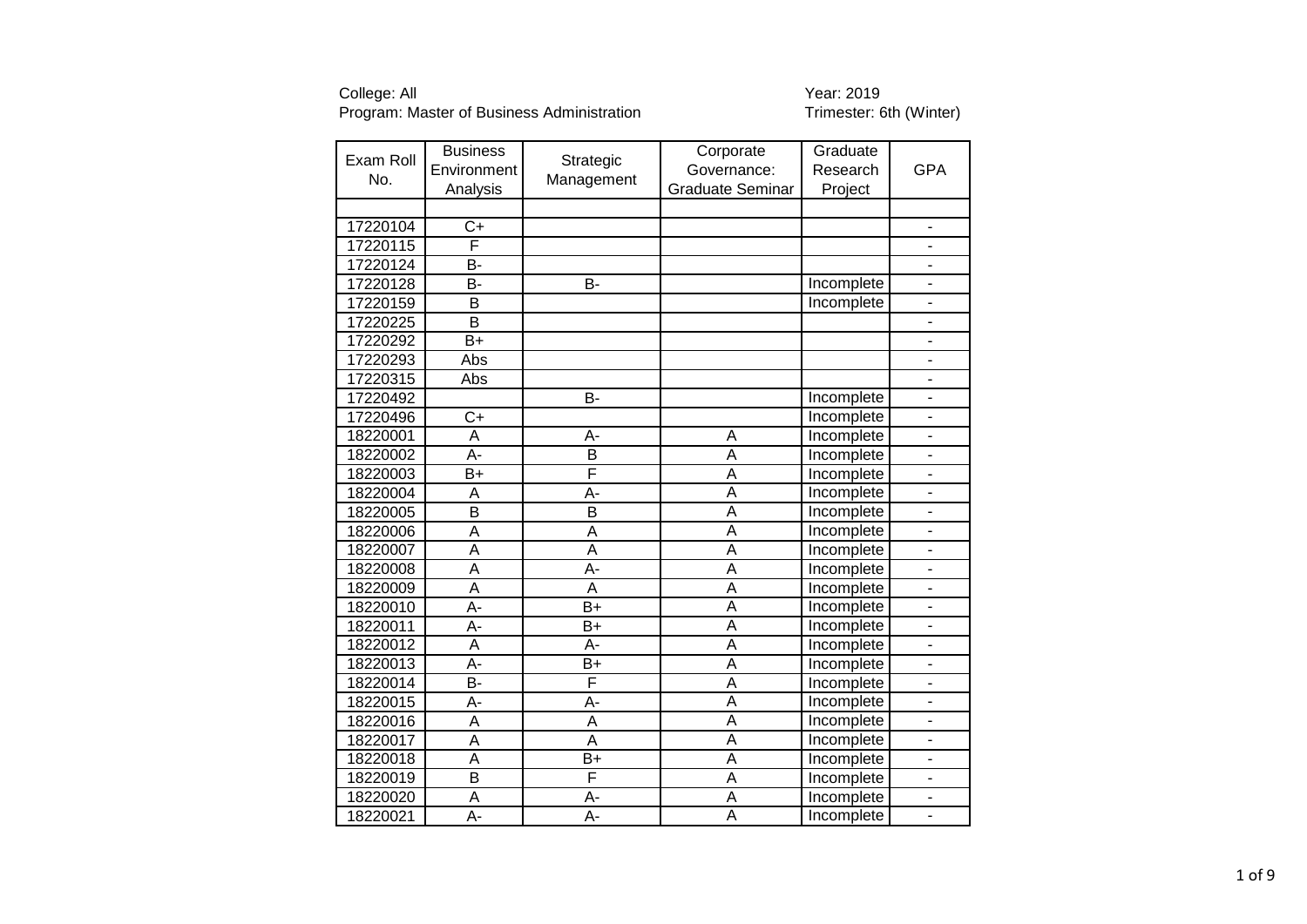College: All
Program: Master of Business Administration

Year: 2019
Trimester: 6th (Winter)

| Exam Roll No. | Business Environment Analysis | Strategic Management | Corporate Governance: Graduate Seminar | Graduate Research Project | GPA |
|---|---|---|---|---|---|
| | | | | | |
| 17220104 | C+ | | | | - |
| 17220115 | F | | | | - |
| 17220124 | B- | | | | - |
| 17220128 | B- | B- | | Incomplete | - |
| 17220159 | B | | | Incomplete | - |
| 17220225 | B | | | | - |
| 17220292 | B+ | | | | - |
| 17220293 | Abs | | | | - |
| 17220315 | Abs | | | | - |
| 17220492 | | B- | | Incomplete | - |
| 17220496 | C+ | | | Incomplete | - |
| 18220001 | A | A- | A | Incomplete | - |
| 18220002 | A- | B | A | Incomplete | - |
| 18220003 | B+ | F | A | Incomplete | - |
| 18220004 | A | A- | A | Incomplete | - |
| 18220005 | B | B | A | Incomplete | - |
| 18220006 | A | A | A | Incomplete | - |
| 18220007 | A | A | A | Incomplete | - |
| 18220008 | A | A- | A | Incomplete | - |
| 18220009 | A | A | A | Incomplete | - |
| 18220010 | A- | B+ | A | Incomplete | - |
| 18220011 | A- | B+ | A | Incomplete | - |
| 18220012 | A | A- | A | Incomplete | - |
| 18220013 | A- | B+ | A | Incomplete | - |
| 18220014 | B- | F | A | Incomplete | - |
| 18220015 | A- | A- | A | Incomplete | - |
| 18220016 | A | A | A | Incomplete | - |
| 18220017 | A | A | A | Incomplete | - |
| 18220018 | A | B+ | A | Incomplete | - |
| 18220019 | B | F | A | Incomplete | - |
| 18220020 | A | A- | A | Incomplete | - |
| 18220021 | A- | A- | A | Incomplete | - |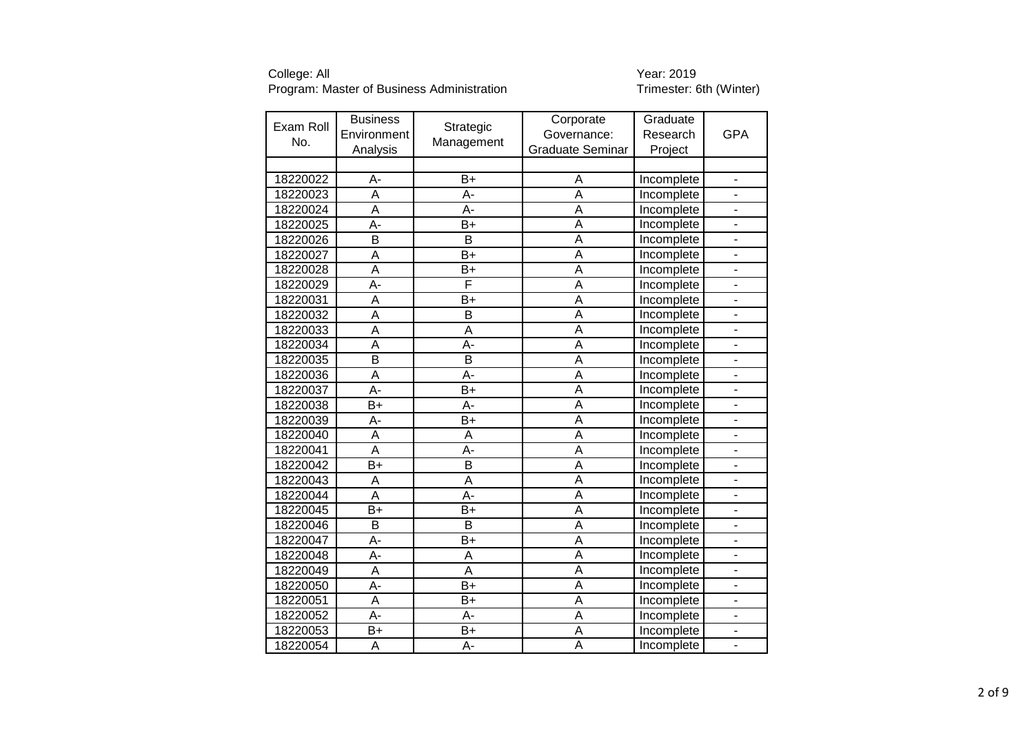College: All
Program: Master of Business Administration

Year: 2019
Trimester: 6th (Winter)

| Exam Roll No. | Business Environment Analysis | Strategic Management | Corporate Governance: Graduate Seminar | Graduate Research Project | GPA |
|---|---|---|---|---|---|
| | | | | | |
| 18220022 | A- | B+ | A | Incomplete | - |
| 18220023 | A | A- | A | Incomplete | - |
| 18220024 | A | A- | A | Incomplete | - |
| 18220025 | A- | B+ | A | Incomplete | - |
| 18220026 | B | B | A | Incomplete | - |
| 18220027 | A | B+ | A | Incomplete | - |
| 18220028 | A | B+ | A | Incomplete | - |
| 18220029 | A- | F | A | Incomplete | - |
| 18220031 | A | B+ | A | Incomplete | - |
| 18220032 | A | B | A | Incomplete | - |
| 18220033 | A | A | A | Incomplete | - |
| 18220034 | A | A- | A | Incomplete | - |
| 18220035 | B | B | A | Incomplete | - |
| 18220036 | A | A- | A | Incomplete | - |
| 18220037 | A- | B+ | A | Incomplete | - |
| 18220038 | B+ | A- | A | Incomplete | - |
| 18220039 | A- | B+ | A | Incomplete | - |
| 18220040 | A | A | A | Incomplete | - |
| 18220041 | A | A- | A | Incomplete | - |
| 18220042 | B+ | B | A | Incomplete | - |
| 18220043 | A | A | A | Incomplete | - |
| 18220044 | A | A- | A | Incomplete | - |
| 18220045 | B+ | B+ | A | Incomplete | - |
| 18220046 | B | B | A | Incomplete | - |
| 18220047 | A- | B+ | A | Incomplete | - |
| 18220048 | A- | A | A | Incomplete | - |
| 18220049 | A | A | A | Incomplete | - |
| 18220050 | A- | B+ | A | Incomplete | - |
| 18220051 | A | B+ | A | Incomplete | - |
| 18220052 | A- | A- | A | Incomplete | - |
| 18220053 | B+ | B+ | A | Incomplete | - |
| 18220054 | A | A- | A | Incomplete | - |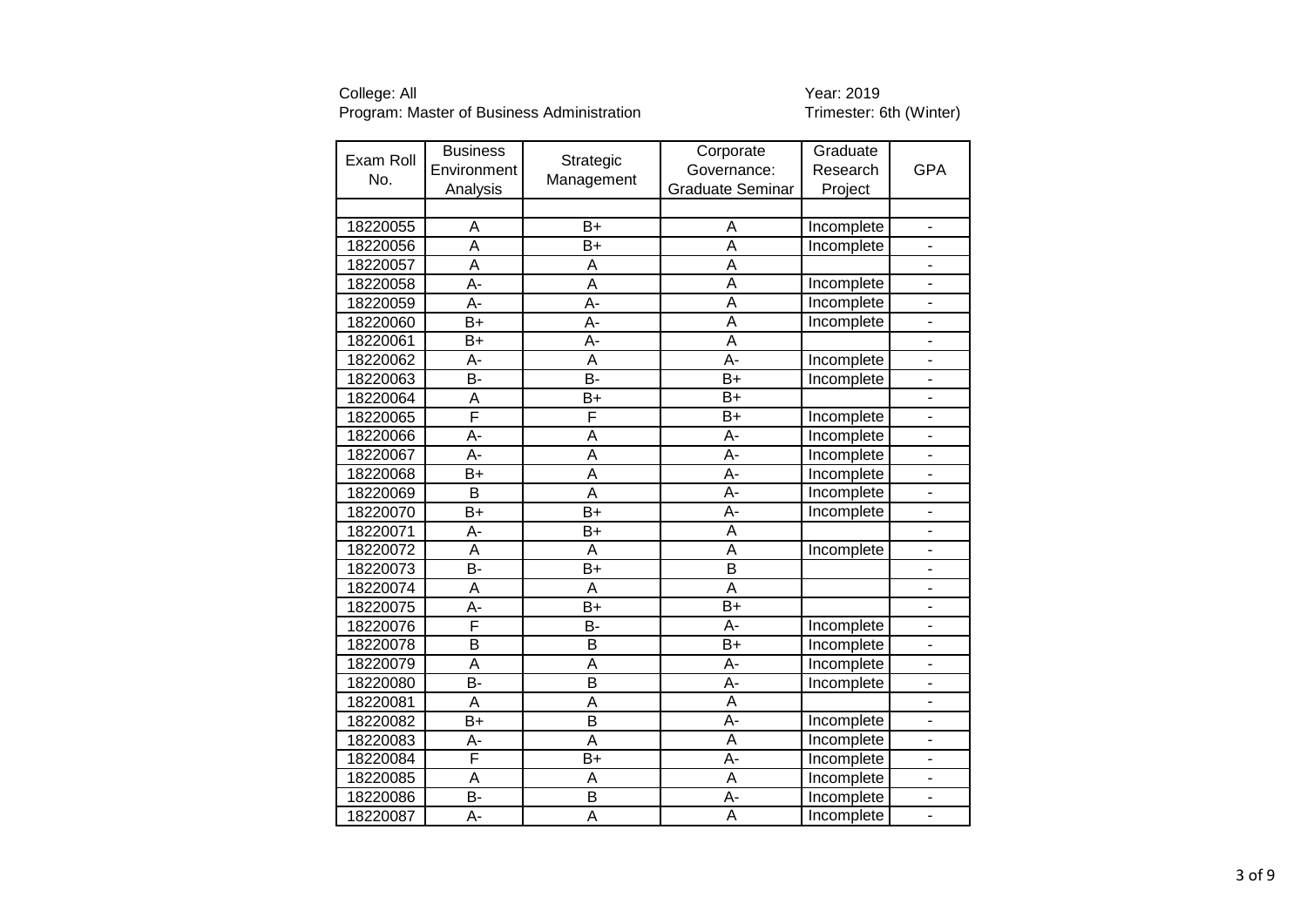College: All
Program: Master of Business Administration

Year: 2019
Trimester: 6th (Winter)

| Exam Roll No. | Business Environment Analysis | Strategic Management | Corporate Governance: Graduate Seminar | Graduate Research Project | GPA |
|---|---|---|---|---|---|
| | | | | | |
| 18220055 | A | B+ | A | Incomplete | - |
| 18220056 | A | B+ | A | Incomplete | - |
| 18220057 | A | A | A | | - |
| 18220058 | A- | A | A | Incomplete | - |
| 18220059 | A- | A- | A | Incomplete | - |
| 18220060 | B+ | A- | A | Incomplete | - |
| 18220061 | B+ | A- | A | | - |
| 18220062 | A- | A | A- | Incomplete | - |
| 18220063 | B- | B- | B+ | Incomplete | - |
| 18220064 | A | B+ | B+ | | - |
| 18220065 | F | F | B+ | Incomplete | - |
| 18220066 | A- | A | A- | Incomplete | - |
| 18220067 | A- | A | A- | Incomplete | - |
| 18220068 | B+ | A | A- | Incomplete | - |
| 18220069 | B | A | A- | Incomplete | - |
| 18220070 | B+ | B+ | A- | Incomplete | - |
| 18220071 | A- | B+ | A | | - |
| 18220072 | A | A | A | Incomplete | - |
| 18220073 | B- | B+ | B | | - |
| 18220074 | A | A | A | | - |
| 18220075 | A- | B+ | B+ | | - |
| 18220076 | F | B- | A- | Incomplete | - |
| 18220078 | B | B | B+ | Incomplete | - |
| 18220079 | A | A | A- | Incomplete | - |
| 18220080 | B- | B | A- | Incomplete | - |
| 18220081 | A | A | A | | - |
| 18220082 | B+ | B | A- | Incomplete | - |
| 18220083 | A- | A | A | Incomplete | - |
| 18220084 | F | B+ | A- | Incomplete | - |
| 18220085 | A | A | A | Incomplete | - |
| 18220086 | B- | B | A- | Incomplete | - |
| 18220087 | A- | A | A | Incomplete | - |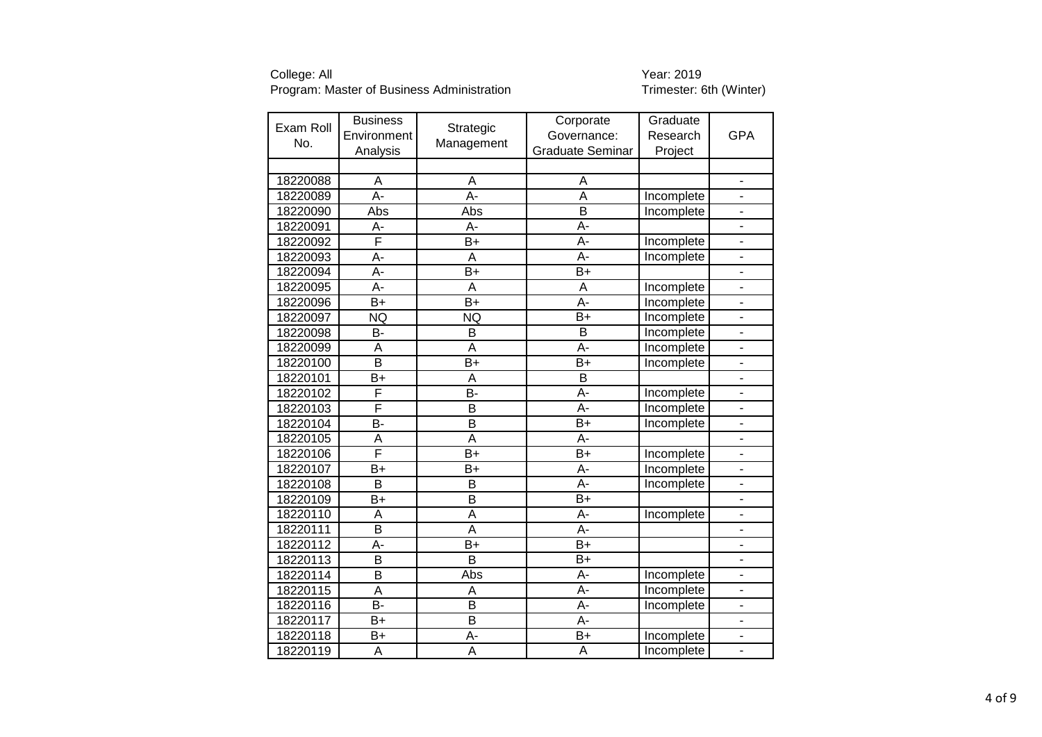College: All
Program: Master of Business Administration

Year: 2019
Trimester: 6th (Winter)

| Exam Roll No. | Business Environment Analysis | Strategic Management | Corporate Governance: Graduate Seminar | Graduate Research Project | GPA |
|---|---|---|---|---|---|
| | | | | | |
| 18220088 | A | A | A | | - |
| 18220089 | A- | A- | A | Incomplete | - |
| 18220090 | Abs | Abs | B | Incomplete | - |
| 18220091 | A- | A- | A- | | - |
| 18220092 | F | B+ | A- | Incomplete | - |
| 18220093 | A- | A | A- | Incomplete | - |
| 18220094 | A- | B+ | B+ | | - |
| 18220095 | A- | A | A | Incomplete | - |
| 18220096 | B+ | B+ | A- | Incomplete | - |
| 18220097 | NQ | NQ | B+ | Incomplete | - |
| 18220098 | B- | B | B | Incomplete | - |
| 18220099 | A | A | A- | Incomplete | - |
| 18220100 | B | B+ | B+ | Incomplete | - |
| 18220101 | B+ | A | B | | - |
| 18220102 | F | B- | A- | Incomplete | - |
| 18220103 | F | B | A- | Incomplete | - |
| 18220104 | B- | B | B+ | Incomplete | - |
| 18220105 | A | A | A- | | - |
| 18220106 | F | B+ | B+ | Incomplete | - |
| 18220107 | B+ | B+ | A- | Incomplete | - |
| 18220108 | B | B | A- | Incomplete | - |
| 18220109 | B+ | B | B+ | | - |
| 18220110 | A | A | A- | Incomplete | - |
| 18220111 | B | A | A- | | - |
| 18220112 | A- | B+ | B+ | | - |
| 18220113 | B | B | B+ | | - |
| 18220114 | B | Abs | A- | Incomplete | - |
| 18220115 | A | A | A- | Incomplete | - |
| 18220116 | B- | B | A- | Incomplete | - |
| 18220117 | B+ | B | A- | | - |
| 18220118 | B+ | A- | B+ | Incomplete | - |
| 18220119 | A | A | A | Incomplete | - |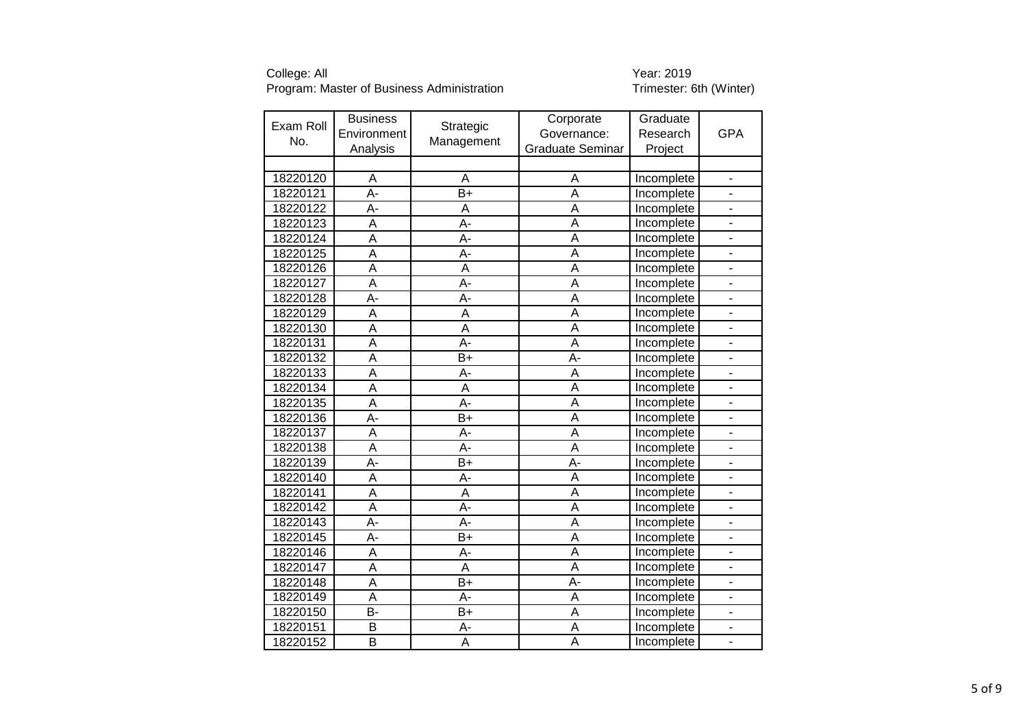College: All
Program: Master of Business Administration

Year: 2019
Trimester: 6th (Winter)

| Exam Roll No. | Business Environment Analysis | Strategic Management | Corporate Governance: Graduate Seminar | Graduate Research Project | GPA |
|---|---|---|---|---|---|
| | | | | | |
| 18220120 | A | A | A | Incomplete | - |
| 18220121 | A- | B+ | A | Incomplete | - |
| 18220122 | A- | A | A | Incomplete | - |
| 18220123 | A | A- | A | Incomplete | - |
| 18220124 | A | A- | A | Incomplete | - |
| 18220125 | A | A- | A | Incomplete | - |
| 18220126 | A | A | A | Incomplete | - |
| 18220127 | A | A- | A | Incomplete | - |
| 18220128 | A- | A- | A | Incomplete | - |
| 18220129 | A | A | A | Incomplete | - |
| 18220130 | A | A | A | Incomplete | - |
| 18220131 | A | A- | A | Incomplete | - |
| 18220132 | A | B+ | A- | Incomplete | - |
| 18220133 | A | A- | A | Incomplete | - |
| 18220134 | A | A | A | Incomplete | - |
| 18220135 | A | A- | A | Incomplete | - |
| 18220136 | A- | B+ | A | Incomplete | - |
| 18220137 | A | A- | A | Incomplete | - |
| 18220138 | A | A- | A | Incomplete | - |
| 18220139 | A- | B+ | A- | Incomplete | - |
| 18220140 | A | A- | A | Incomplete | - |
| 18220141 | A | A | A | Incomplete | - |
| 18220142 | A | A- | A | Incomplete | - |
| 18220143 | A- | A- | A | Incomplete | - |
| 18220145 | A- | B+ | A | Incomplete | - |
| 18220146 | A | A- | A | Incomplete | - |
| 18220147 | A | A | A | Incomplete | - |
| 18220148 | A | B+ | A- | Incomplete | - |
| 18220149 | A | A- | A | Incomplete | - |
| 18220150 | B- | B+ | A | Incomplete | - |
| 18220151 | B | A- | A | Incomplete | - |
| 18220152 | B | A | A | Incomplete | - |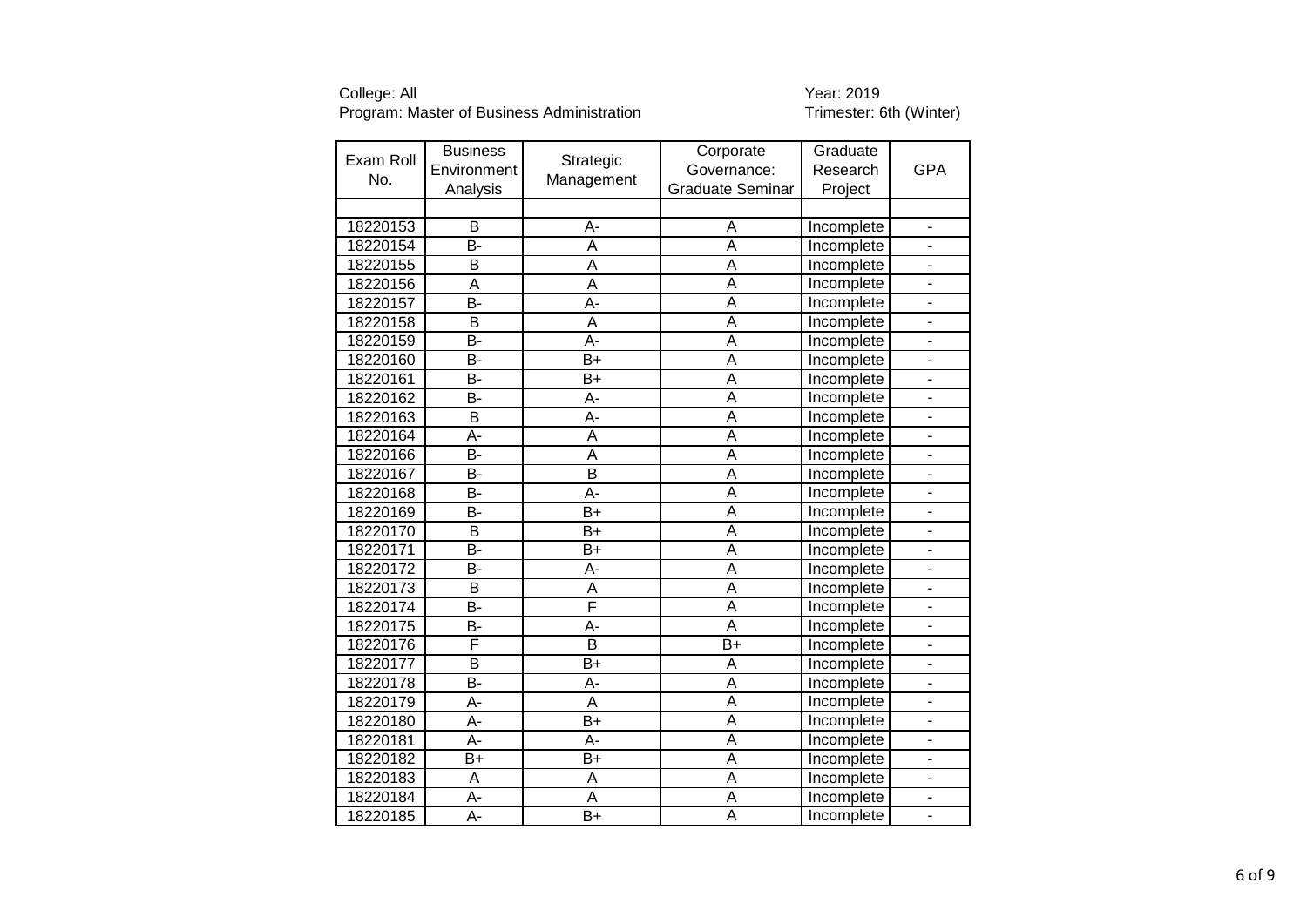College: All
Program: Master of Business Administration

Year: 2019
Trimester: 6th (Winter)

| Exam Roll No. | Business Environment Analysis | Strategic Management | Corporate Governance: Graduate Seminar | Graduate Research Project | GPA |
|---|---|---|---|---|---|
| | | | | | |
| 18220153 | B | A- | A | Incomplete | - |
| 18220154 | B- | A | A | Incomplete | - |
| 18220155 | B | A | A | Incomplete | - |
| 18220156 | A | A | A | Incomplete | - |
| 18220157 | B- | A- | A | Incomplete | - |
| 18220158 | B | A | A | Incomplete | - |
| 18220159 | B- | A- | A | Incomplete | - |
| 18220160 | B- | B+ | A | Incomplete | - |
| 18220161 | B- | B+ | A | Incomplete | - |
| 18220162 | B- | A- | A | Incomplete | - |
| 18220163 | B | A- | A | Incomplete | - |
| 18220164 | A- | A | A | Incomplete | - |
| 18220166 | B- | A | A | Incomplete | - |
| 18220167 | B- | B | A | Incomplete | - |
| 18220168 | B- | A- | A | Incomplete | - |
| 18220169 | B- | B+ | A | Incomplete | - |
| 18220170 | B | B+ | A | Incomplete | - |
| 18220171 | B- | B+ | A | Incomplete | - |
| 18220172 | B- | A- | A | Incomplete | - |
| 18220173 | B | A | A | Incomplete | - |
| 18220174 | B- | F | A | Incomplete | - |
| 18220175 | B- | A- | A | Incomplete | - |
| 18220176 | F | B | B+ | Incomplete | - |
| 18220177 | B | B+ | A | Incomplete | - |
| 18220178 | B- | A- | A | Incomplete | - |
| 18220179 | A- | A | A | Incomplete | - |
| 18220180 | A- | B+ | A | Incomplete | - |
| 18220181 | A- | A- | A | Incomplete | - |
| 18220182 | B+ | B+ | A | Incomplete | - |
| 18220183 | A | A | A | Incomplete | - |
| 18220184 | A- | A | A | Incomplete | - |
| 18220185 | A- | B+ | A | Incomplete | - |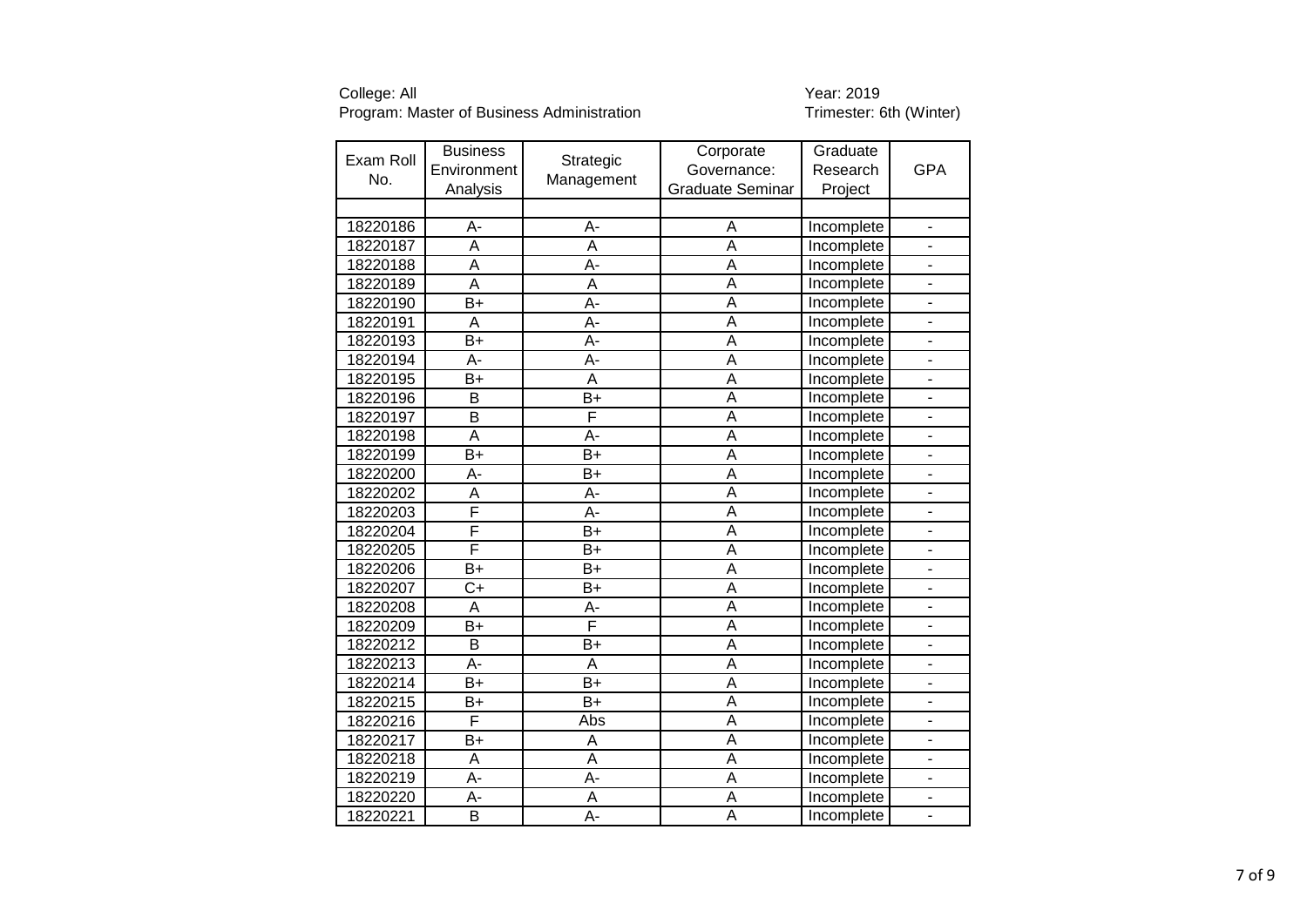College: All
Program: Master of Business Administration

Year: 2019
Trimester: 6th (Winter)

| Exam Roll No. | Business Environment Analysis | Strategic Management | Corporate Governance: Graduate Seminar | Graduate Research Project | GPA |
|---|---|---|---|---|---|
| 18220186 | A- | A- | A | Incomplete | - |
| 18220187 | A | A | A | Incomplete | - |
| 18220188 | A | A- | A | Incomplete | - |
| 18220189 | A | A | A | Incomplete | - |
| 18220190 | B+ | A- | A | Incomplete | - |
| 18220191 | A | A- | A | Incomplete | - |
| 18220193 | B+ | A- | A | Incomplete | - |
| 18220194 | A- | A- | A | Incomplete | - |
| 18220195 | B+ | A | A | Incomplete | - |
| 18220196 | B | B+ | A | Incomplete | - |
| 18220197 | B | F | A | Incomplete | - |
| 18220198 | A | A- | A | Incomplete | - |
| 18220199 | B+ | B+ | A | Incomplete | - |
| 18220200 | A- | B+ | A | Incomplete | - |
| 18220202 | A | A- | A | Incomplete | - |
| 18220203 | F | A- | A | Incomplete | - |
| 18220204 | F | B+ | A | Incomplete | - |
| 18220205 | F | B+ | A | Incomplete | - |
| 18220206 | B+ | B+ | A | Incomplete | - |
| 18220207 | C+ | B+ | A | Incomplete | - |
| 18220208 | A | A- | A | Incomplete | - |
| 18220209 | B+ | F | A | Incomplete | - |
| 18220212 | B | B+ | A | Incomplete | - |
| 18220213 | A- | A | A | Incomplete | - |
| 18220214 | B+ | B+ | A | Incomplete | - |
| 18220215 | B+ | B+ | A | Incomplete | - |
| 18220216 | F | Abs | A | Incomplete | - |
| 18220217 | B+ | A | A | Incomplete | - |
| 18220218 | A | A | A | Incomplete | - |
| 18220219 | A- | A- | A | Incomplete | - |
| 18220220 | A- | A | A | Incomplete | - |
| 18220221 | B | A- | A | Incomplete | - |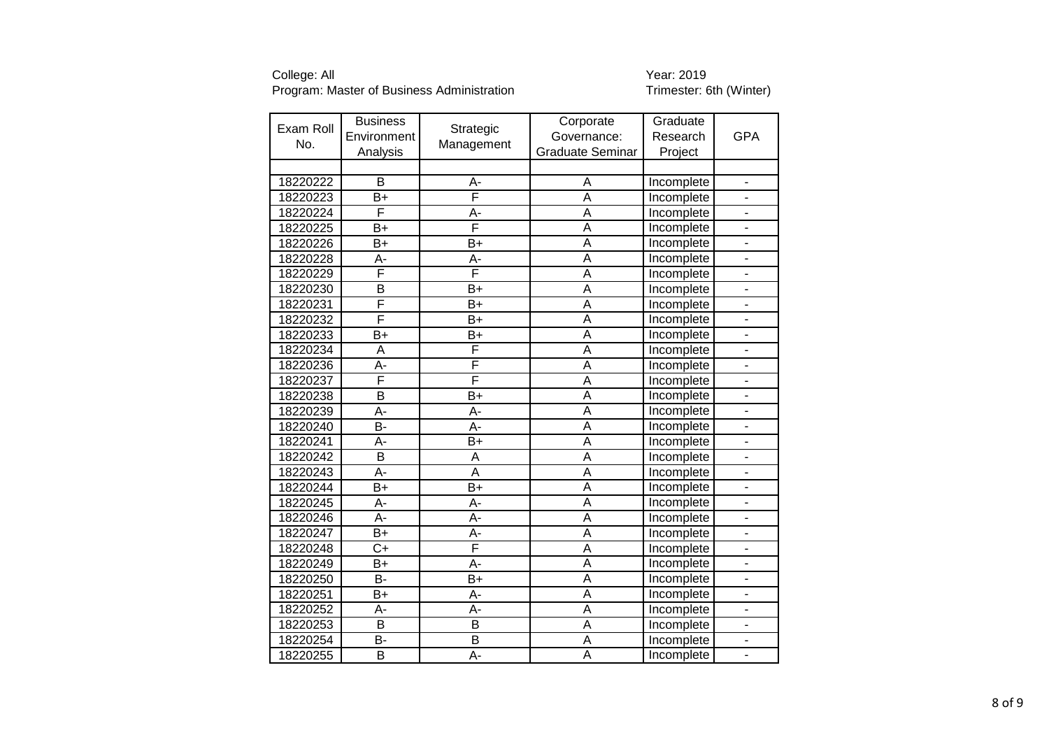College: All
Program: Master of Business Administration

Year: 2019
Trimester: 6th (Winter)

| Exam Roll No. | Business Environment Analysis | Strategic Management | Corporate Governance: Graduate Seminar | Graduate Research Project | GPA |
|---|---|---|---|---|---|
| | | | | | |
| 18220222 | B | A- | A | Incomplete | - |
| 18220223 | B+ | F | A | Incomplete | - |
| 18220224 | F | A- | A | Incomplete | - |
| 18220225 | B+ | F | A | Incomplete | - |
| 18220226 | B+ | B+ | A | Incomplete | - |
| 18220228 | A- | A- | A | Incomplete | - |
| 18220229 | F | F | A | Incomplete | - |
| 18220230 | B | B+ | A | Incomplete | - |
| 18220231 | F | B+ | A | Incomplete | - |
| 18220232 | F | B+ | A | Incomplete | - |
| 18220233 | B+ | B+ | A | Incomplete | - |
| 18220234 | A | F | A | Incomplete | - |
| 18220236 | A- | F | A | Incomplete | - |
| 18220237 | F | F | A | Incomplete | - |
| 18220238 | B | B+ | A | Incomplete | - |
| 18220239 | A- | A- | A | Incomplete | - |
| 18220240 | B- | A- | A | Incomplete | - |
| 18220241 | A- | B+ | A | Incomplete | - |
| 18220242 | B | A | A | Incomplete | - |
| 18220243 | A- | A | A | Incomplete | - |
| 18220244 | B+ | B+ | A | Incomplete | - |
| 18220245 | A- | A- | A | Incomplete | - |
| 18220246 | A- | A- | A | Incomplete | - |
| 18220247 | B+ | A- | A | Incomplete | - |
| 18220248 | C+ | F | A | Incomplete | - |
| 18220249 | B+ | A- | A | Incomplete | - |
| 18220250 | B- | B+ | A | Incomplete | - |
| 18220251 | B+ | A- | A | Incomplete | - |
| 18220252 | A- | A- | A | Incomplete | - |
| 18220253 | B | B | A | Incomplete | - |
| 18220254 | B- | B | A | Incomplete | - |
| 18220255 | B | A- | A | Incomplete | - |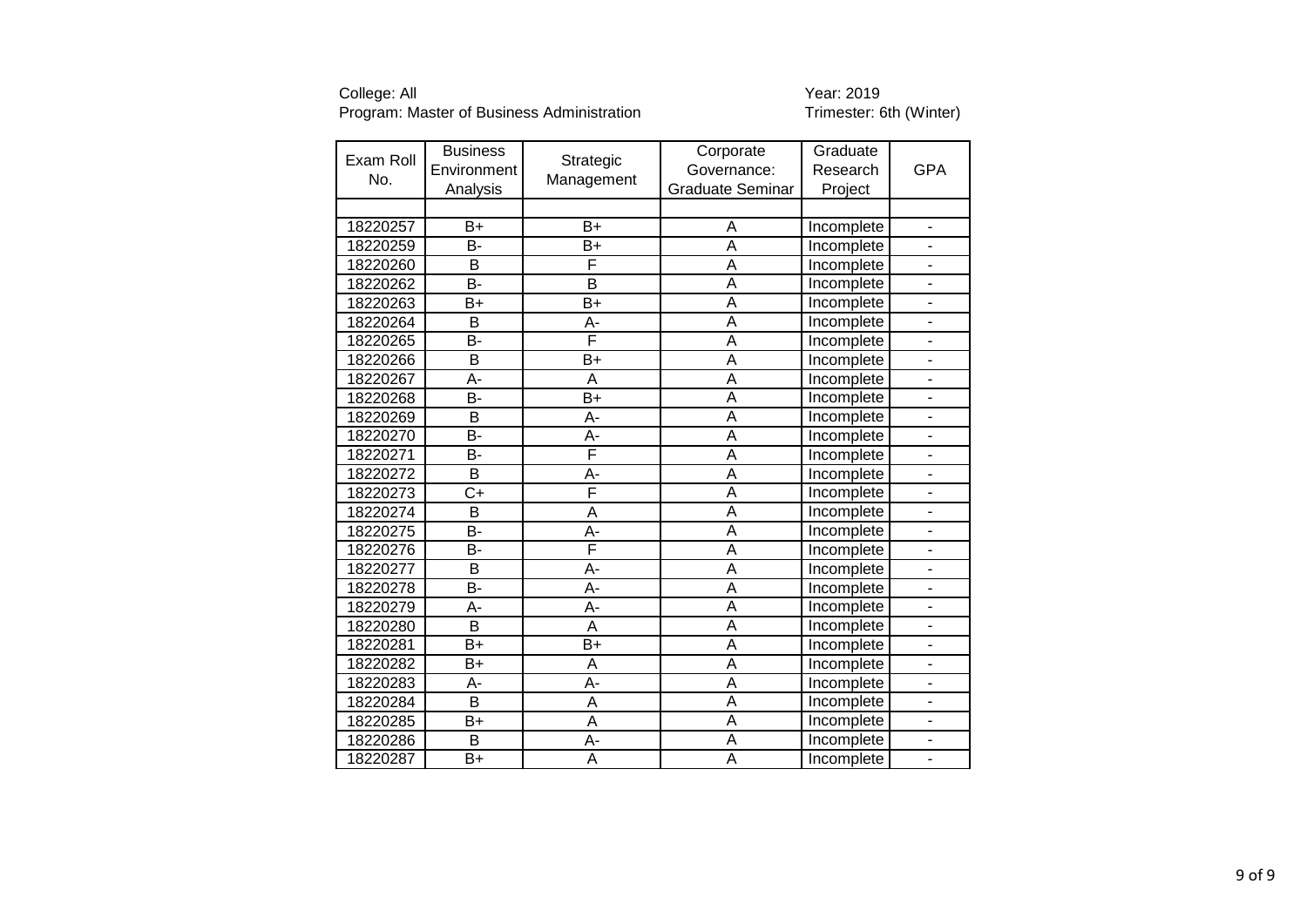College: All
Program: Master of Business Administration

Year: 2019
Trimester: 6th (Winter)

| Exam Roll No. | Business Environment Analysis | Strategic Management | Corporate Governance: Graduate Seminar | Graduate Research Project | GPA |
|---|---|---|---|---|---|
| | | | | | |
| 18220257 | B+ | B+ | A | Incomplete | - |
| 18220259 | B- | B+ | A | Incomplete | - |
| 18220260 | B | F | A | Incomplete | - |
| 18220262 | B- | B | A | Incomplete | - |
| 18220263 | B+ | B+ | A | Incomplete | - |
| 18220264 | B | A- | A | Incomplete | - |
| 18220265 | B- | F | A | Incomplete | - |
| 18220266 | B | B+ | A | Incomplete | - |
| 18220267 | A- | A | A | Incomplete | - |
| 18220268 | B- | B+ | A | Incomplete | - |
| 18220269 | B | A- | A | Incomplete | - |
| 18220270 | B- | A- | A | Incomplete | - |
| 18220271 | B- | F | A | Incomplete | - |
| 18220272 | B | A- | A | Incomplete | - |
| 18220273 | C+ | F | A | Incomplete | - |
| 18220274 | B | A | A | Incomplete | - |
| 18220275 | B- | A- | A | Incomplete | - |
| 18220276 | B- | F | A | Incomplete | - |
| 18220277 | B | A- | A | Incomplete | - |
| 18220278 | B- | A- | A | Incomplete | - |
| 18220279 | A- | A- | A | Incomplete | - |
| 18220280 | B | A | A | Incomplete | - |
| 18220281 | B+ | B+ | A | Incomplete | - |
| 18220282 | B+ | A | A | Incomplete | - |
| 18220283 | A- | A- | A | Incomplete | - |
| 18220284 | B | A | A | Incomplete | - |
| 18220285 | B+ | A | A | Incomplete | - |
| 18220286 | B | A- | A | Incomplete | - |
| 18220287 | B+ | A | A | Incomplete | - |